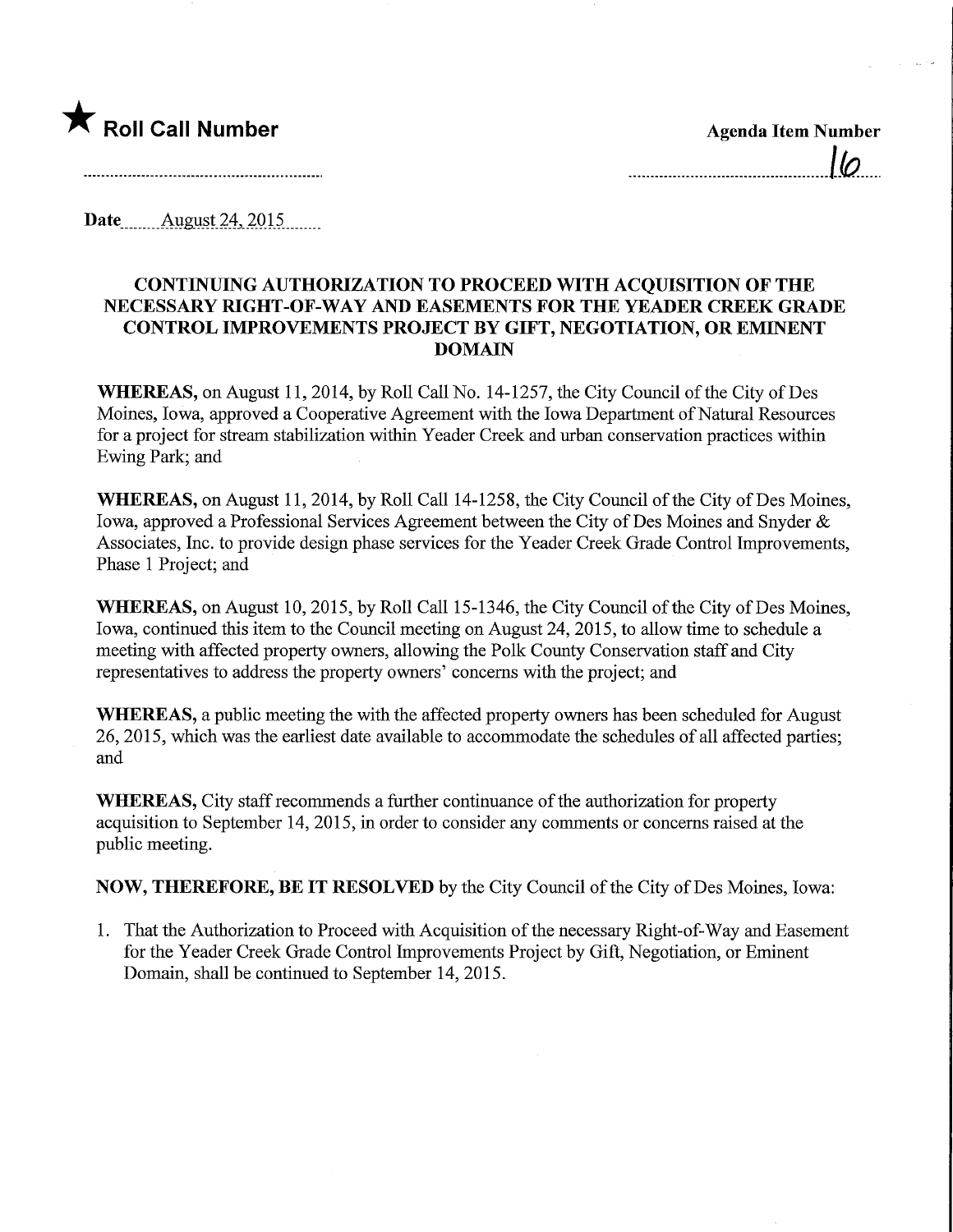★ **Roll Call Number**

**Agenda Item Number**

16

**Date** August 24, 2015

## CONTINUING AUTHORIZATION TO PROCEED WITH ACQUISITION OF THE NECESSARY RIGHT-OF-WAY AND EASEMENTS FOR THE YEADER CREEK GRADE CONTROL IMPROVEMENTS PROJECT BY GIFT, NEGOTIATION, OR EMINENT DOMAIN

**WHEREAS,** on August 11, 2014, by Roll Call No. 14-1257, the City Council of the City of Des Moines, Iowa, approved a Cooperative Agreement with the Iowa Department of Natural Resources for a project for stream stabilization within Yeader Creek and urban conservation practices within Ewing Park; and

**WHEREAS,** on August 11, 2014, by Roll Call 14-1258, the City Council of the City of Des Moines, Iowa, approved a Professional Services Agreement between the City of Des Moines and Snyder & Associates, Inc. to provide design phase services for the Yeader Creek Grade Control Improvements, Phase 1 Project; and

**WHEREAS,** on August 10, 2015, by Roll Call 15-1346, the City Council of the City of Des Moines, Iowa, continued this item to the Council meeting on August 24, 2015, to allow time to schedule a meeting with affected property owners, allowing the Polk County Conservation staff and City representatives to address the property owners' concerns with the project; and

**WHEREAS,** a public meeting the with the affected property owners has been scheduled for August 26, 2015, which was the earliest date available to accommodate the schedules of all affected parties; and

**WHEREAS,** City staff recommends a further continuance of the authorization for property acquisition to September 14, 2015, in order to consider any comments or concerns raised at the public meeting.

**NOW, THEREFORE, BE IT RESOLVED** by the City Council of the City of Des Moines, Iowa:

1. That the Authorization to Proceed with Acquisition of the necessary Right-of-Way and Easement for the Yeader Creek Grade Control Improvements Project by Gift, Negotiation, or Eminent Domain, shall be continued to September 14, 2015.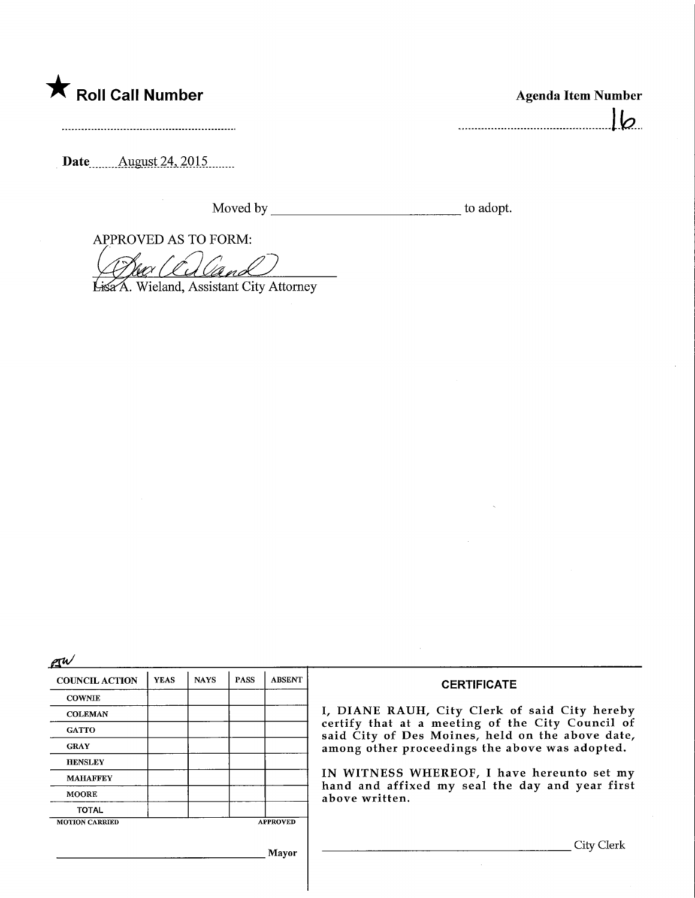★ **Roll Call Number**

**Agenda Item Number**

16

**Date** August 24, 2015

Moved by ____________________________ to adopt.

APPROVED AS TO FORM:

Lisa A. Wieland, Assistant City Attorney

| COUNCIL ACTION | YEAS | NAYS | PASS | ABSENT |
|---|---|---|---|---|
| COWNIE | | | | |
| COLEMAN | | | | |
| GATTO | | | | |
| GRAY | | | | |
| HENSLEY | | | | |
| MAHAFFEY | | | | |
| MOORE | | | | |
| TOTAL | | | | |

MOTION CARRIED APPROVED

____________________________ Mayor

**CERTIFICATE**

I, DIANE RAUH, City Clerk of said City hereby certify that at a meeting of the City Council of said City of Des Moines, held on the above date, among other proceedings the above was adopted.

IN WITNESS WHEREOF, I have hereunto set my hand and affixed my seal the day and year first above written.

____________________________ City Clerk